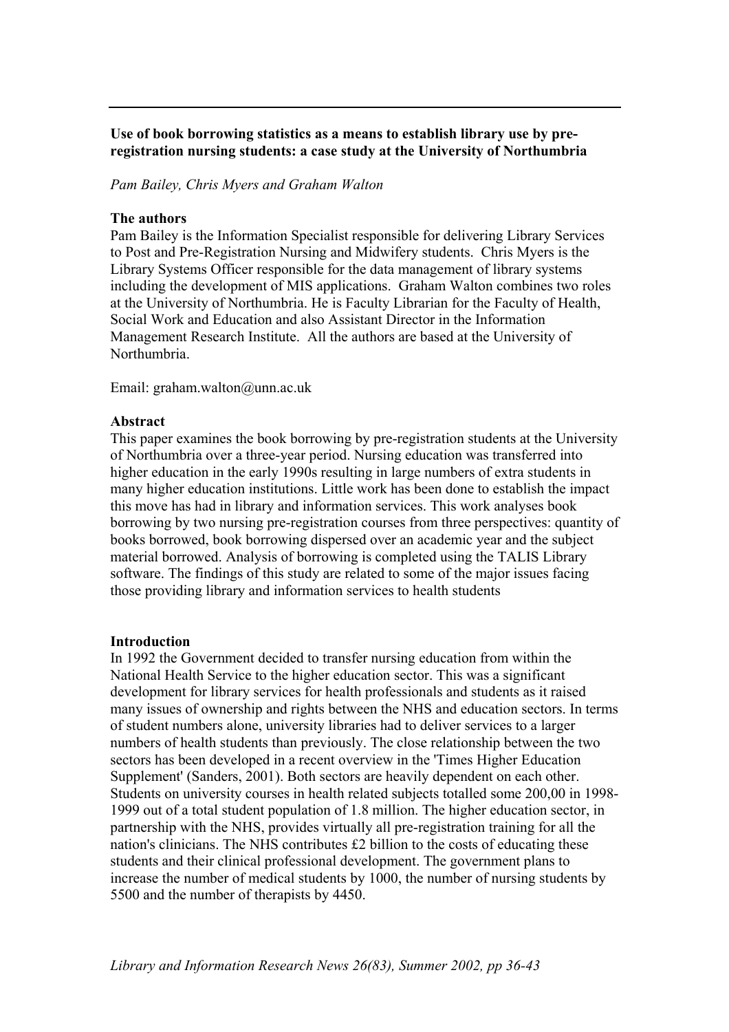**Use of book borrowing statistics as a means to establish library use by pre-registration nursing students: a case study at the University of Northumbria**

*Pam Bailey, Chris Myers and Graham Walton*

**The authors**

Pam Bailey is the Information Specialist responsible for delivering Library Services to Post and Pre-Registration Nursing and Midwifery students. Chris Myers is the Library Systems Officer responsible for the data management of library systems including the development of MIS applications. Graham Walton combines two roles at the University of Northumbria. He is Faculty Librarian for the Faculty of Health, Social Work and Education and also Assistant Director in the Information Management Research Institute. All the authors are based at the University of Northumbria.

Email: graham.walton@unn.ac.uk

**Abstract**

This paper examines the book borrowing by pre-registration students at the University of Northumbria over a three-year period. Nursing education was transferred into higher education in the early 1990s resulting in large numbers of extra students in many higher education institutions. Little work has been done to establish the impact this move has had in library and information services. This work analyses book borrowing by two nursing pre-registration courses from three perspectives: quantity of books borrowed, book borrowing dispersed over an academic year and the subject material borrowed. Analysis of borrowing is completed using the TALIS Library software. The findings of this study are related to some of the major issues facing those providing library and information services to health students

**Introduction**

In 1992 the Government decided to transfer nursing education from within the National Health Service to the higher education sector. This was a significant development for library services for health professionals and students as it raised many issues of ownership and rights between the NHS and education sectors. In terms of student numbers alone, university libraries had to deliver services to a larger numbers of health students than previously. The close relationship between the two sectors has been developed in a recent overview in the 'Times Higher Education Supplement' (Sanders, 2001). Both sectors are heavily dependent on each other. Students on university courses in health related subjects totalled some 200,00 in 1998-1999 out of a total student population of 1.8 million. The higher education sector, in partnership with the NHS, provides virtually all pre-registration training for all the nation's clinicians. The NHS contributes £2 billion to the costs of educating these students and their clinical professional development. The government plans to increase the number of medical students by 1000, the number of nursing students by 5500 and the number of therapists by 4450.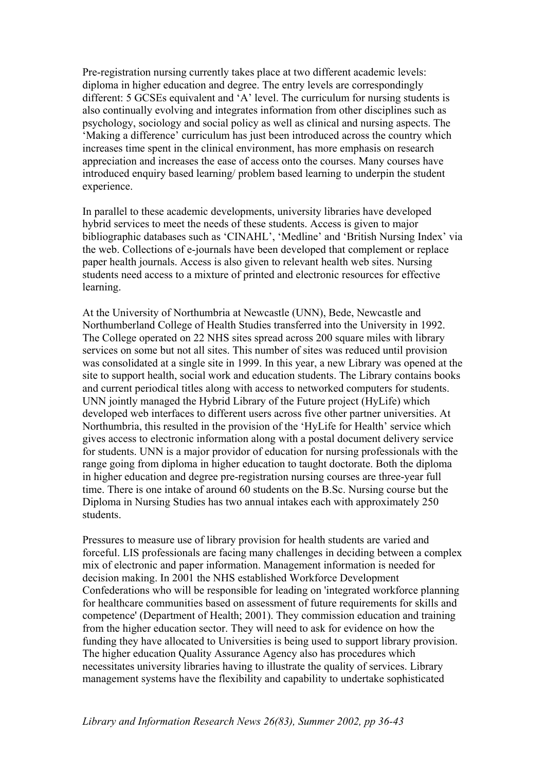Pre-registration nursing currently takes place at two different academic levels: diploma in higher education and degree. The entry levels are correspondingly different: 5 GCSEs equivalent and 'A' level. The curriculum for nursing students is also continually evolving and integrates information from other disciplines such as psychology, sociology and social policy as well as clinical and nursing aspects. The 'Making a difference' curriculum has just been introduced across the country which increases time spent in the clinical environment, has more emphasis on research appreciation and increases the ease of access onto the courses. Many courses have introduced enquiry based learning/ problem based learning to underpin the student experience.

In parallel to these academic developments, university libraries have developed hybrid services to meet the needs of these students. Access is given to major bibliographic databases such as 'CINAHL', 'Medline' and 'British Nursing Index' via the web. Collections of e-journals have been developed that complement or replace paper health journals. Access is also given to relevant health web sites. Nursing students need access to a mixture of printed and electronic resources for effective learning.

At the University of Northumbria at Newcastle (UNN), Bede, Newcastle and Northumberland College of Health Studies transferred into the University in 1992. The College operated on 22 NHS sites spread across 200 square miles with library services on some but not all sites. This number of sites was reduced until provision was consolidated at a single site in 1999. In this year, a new Library was opened at the site to support health, social work and education students. The Library contains books and current periodical titles along with access to networked computers for students. UNN jointly managed the Hybrid Library of the Future project (HyLife) which developed web interfaces to different users across five other partner universities. At Northumbria, this resulted in the provision of the 'HyLife for Health' service which gives access to electronic information along with a postal document delivery service for students. UNN is a major providor of education for nursing professionals with the range going from diploma in higher education to taught doctorate. Both the diploma in higher education and degree pre-registration nursing courses are three-year full time. There is one intake of around 60 students on the B.Sc. Nursing course but the Diploma in Nursing Studies has two annual intakes each with approximately 250 students.

Pressures to measure use of library provision for health students are varied and forceful. LIS professionals are facing many challenges in deciding between a complex mix of electronic and paper information. Management information is needed for decision making. In 2001 the NHS established Workforce Development Confederations who will be responsible for leading on 'integrated workforce planning for healthcare communities based on assessment of future requirements for skills and competence' (Department of Health; 2001). They commission education and training from the higher education sector. They will need to ask for evidence on how the funding they have allocated to Universities is being used to support library provision. The higher education Quality Assurance Agency also has procedures which necessitates university libraries having to illustrate the quality of services. Library management systems have the flexibility and capability to undertake sophisticated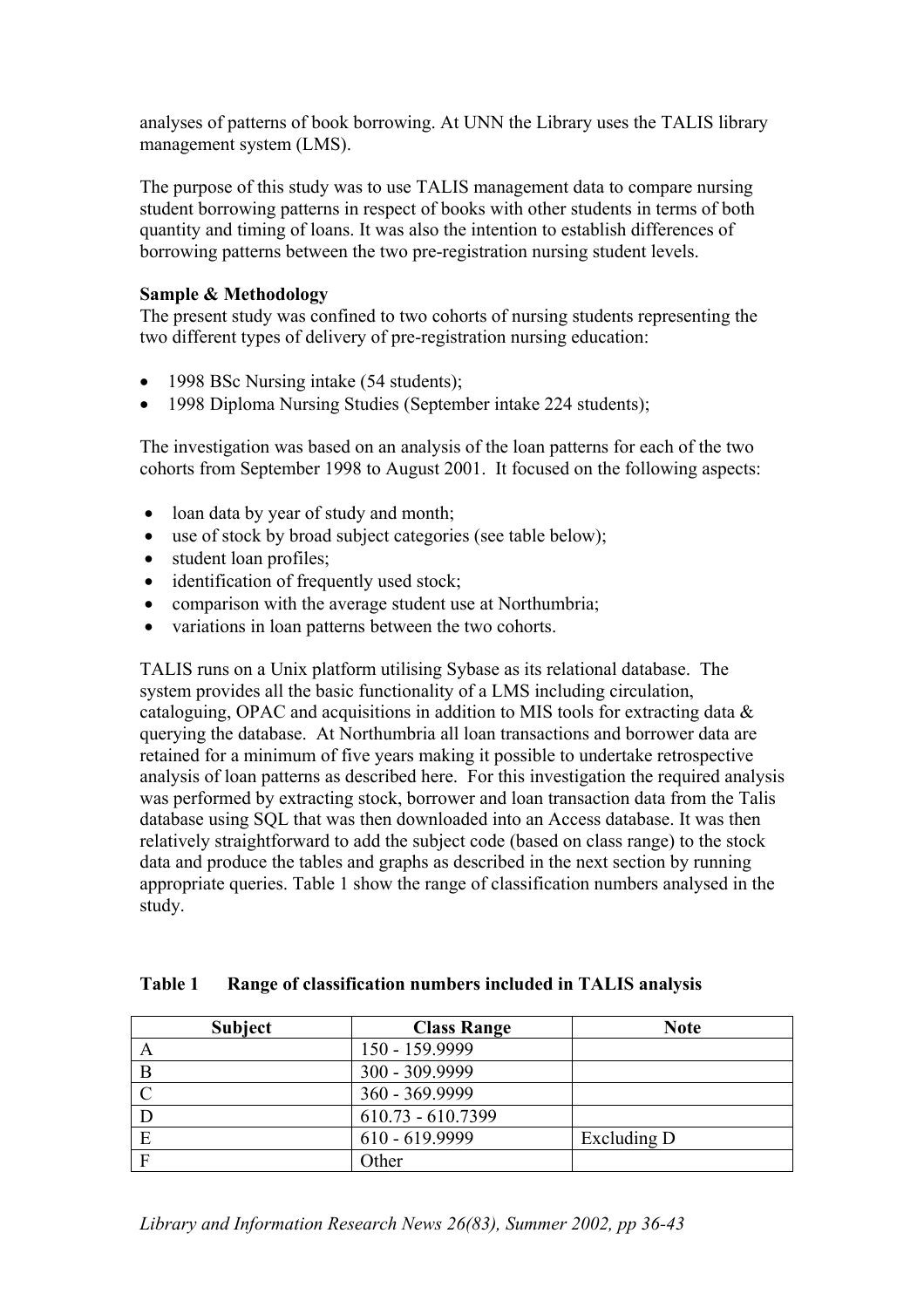analyses of patterns of book borrowing. At UNN the Library uses the TALIS library management system (LMS).

The purpose of this study was to use TALIS management data to compare nursing student borrowing patterns in respect of books with other students in terms of both quantity and timing of loans. It was also the intention to establish differences of borrowing patterns between the two pre-registration nursing student levels.

**Sample & Methodology**

The present study was confined to two cohorts of nursing students representing the two different types of delivery of pre-registration nursing education:

- 1998 BSc Nursing intake (54 students);
- 1998 Diploma Nursing Studies (September intake 224 students);

The investigation was based on an analysis of the loan patterns for each of the two cohorts from September 1998 to August 2001. It focused on the following aspects:

- loan data by year of study and month;
- use of stock by broad subject categories (see table below);
- student loan profiles;
- identification of frequently used stock;
- comparison with the average student use at Northumbria;
- variations in loan patterns between the two cohorts.

TALIS runs on a Unix platform utilising Sybase as its relational database. The system provides all the basic functionality of a LMS including circulation, cataloguing, OPAC and acquisitions in addition to MIS tools for extracting data & querying the database. At Northumbria all loan transactions and borrower data are retained for a minimum of five years making it possible to undertake retrospective analysis of loan patterns as described here. For this investigation the required analysis was performed by extracting stock, borrower and loan transaction data from the Talis database using SQL that was then downloaded into an Access database. It was then relatively straightforward to add the subject code (based on class range) to the stock data and produce the tables and graphs as described in the next section by running appropriate queries. Table 1 show the range of classification numbers analysed in the study.

**Table 1 Range of classification numbers included in TALIS analysis**

| Subject | Class Range | Note |
|---|---|---|
| A | 150 - 159.9999 | |
| B | 300 - 309.9999 | |
| C | 360 - 369.9999 | |
| D | 610.73 - 610.7399 | |
| E | 610 - 619.9999 | Excluding D |
| F | Other | |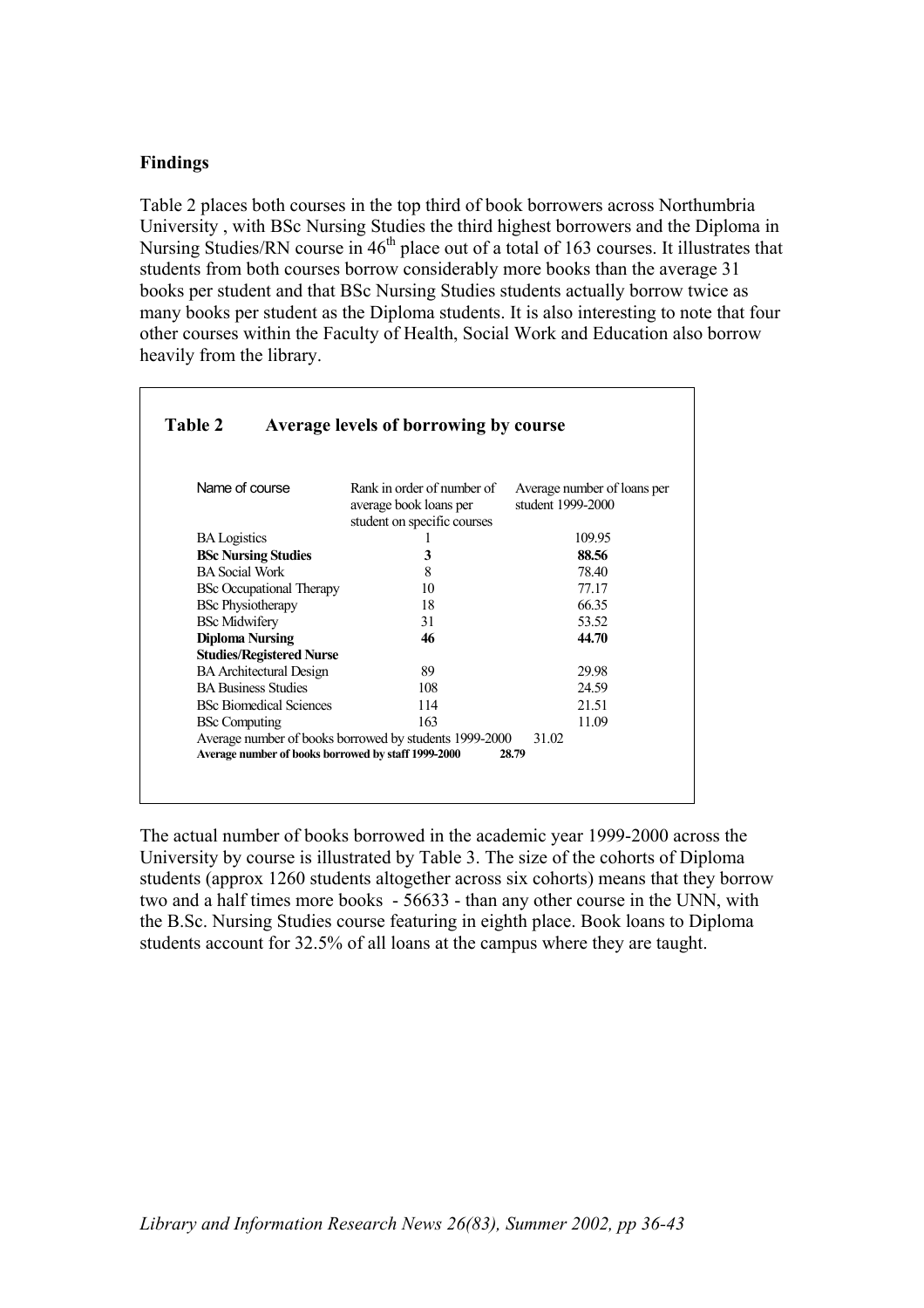**Findings**

Table 2 places both courses in the top third of book borrowers across Northumbria University , with BSc Nursing Studies the third highest borrowers and the Diploma in Nursing Studies/RN course in 46th place out of a total of 163 courses. It illustrates that students from both courses borrow considerably more books than the average 31 books per student and that BSc Nursing Studies students actually borrow twice as many books per student as the Diploma students. It is also interesting to note that four other courses within the Faculty of Health, Social Work and Education also borrow heavily from the library.

**Table 2 Average levels of borrowing by course**

| Name of course | Rank in order of number of average book loans per student on specific courses | Average number of loans per student 1999-2000 |
|---|---|---|
| BA Logistics | 1 | 109.95 |
| **BSc Nursing Studies** | **3** | **88.56** |
| BA Social Work | 8 | 78.40 |
| BSc Occupational Therapy | 10 | 77.17 |
| BSc Physiotherapy | 18 | 66.35 |
| BSc Midwifery | 31 | 53.52 |
| **Diploma Nursing Studies/Registered Nurse** | **46** | **44.70** |
| BA Architectural Design | 89 | 29.98 |
| BA Business Studies | 108 | 24.59 |
| BSc Biomedical Sciences | 114 | 21.51 |
| BSc Computing | 163 | 11.09 |
| Average number of books borrowed by students 1999-2000 | | 31.02 |
| **Average number of books borrowed by staff 1999-2000** | | **28.79** |

The actual number of books borrowed in the academic year 1999-2000 across the University by course is illustrated by Table 3. The size of the cohorts of Diploma students (approx 1260 students altogether across six cohorts) means that they borrow two and a half times more books - 56633 - than any other course in the UNN, with the B.Sc. Nursing Studies course featuring in eighth place. Book loans to Diploma students account for 32.5% of all loans at the campus where they are taught.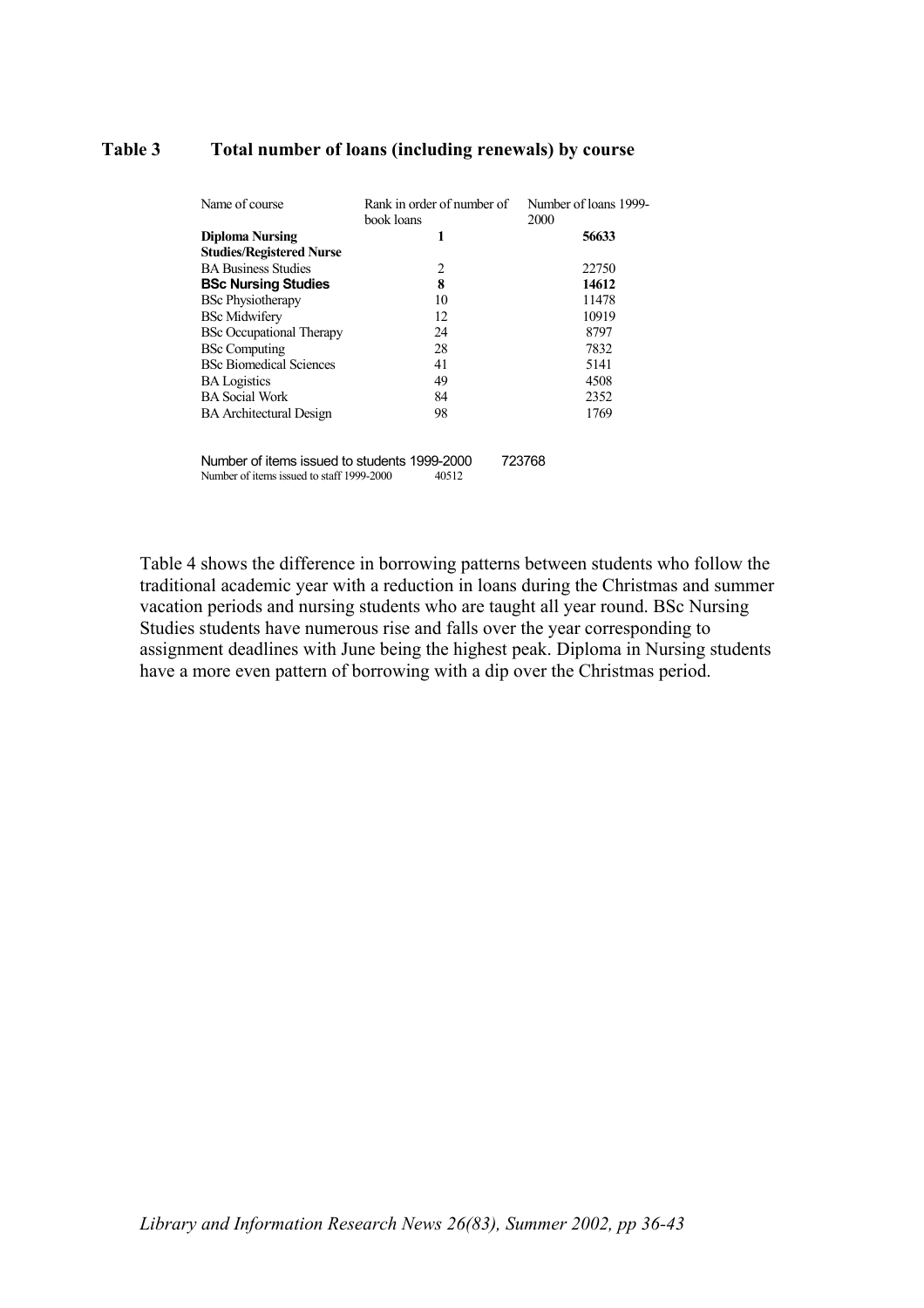**Table 3 Total number of loans (including renewals) by course**

| Name of course | Rank in order of number of book loans | Number of loans 1999-2000 |
|---|---|---|
| **Diploma Nursing Studies/Registered Nurse** | **1** | **56633** |
| BA Business Studies | 2 | 22750 |
| **BSc Nursing Studies** | **8** | **14612** |
| BSc Physiotherapy | 10 | 11478 |
| BSc Midwifery | 12 | 10919 |
| BSc Occupational Therapy | 24 | 8797 |
| BSc Computing | 28 | 7832 |
| BSc Biomedical Sciences | 41 | 5141 |
| BA Logistics | 49 | 4508 |
| BA Social Work | 84 | 2352 |
| BA Architectural Design | 98 | 1769 |

Number of items issued to students 1999-2000 723768
Number of items issued to staff 1999-2000 40512

Table 4 shows the difference in borrowing patterns between students who follow the traditional academic year with a reduction in loans during the Christmas and summer vacation periods and nursing students who are taught all year round. BSc Nursing Studies students have numerous rise and falls over the year corresponding to assignment deadlines with June being the highest peak. Diploma in Nursing students have a more even pattern of borrowing with a dip over the Christmas period.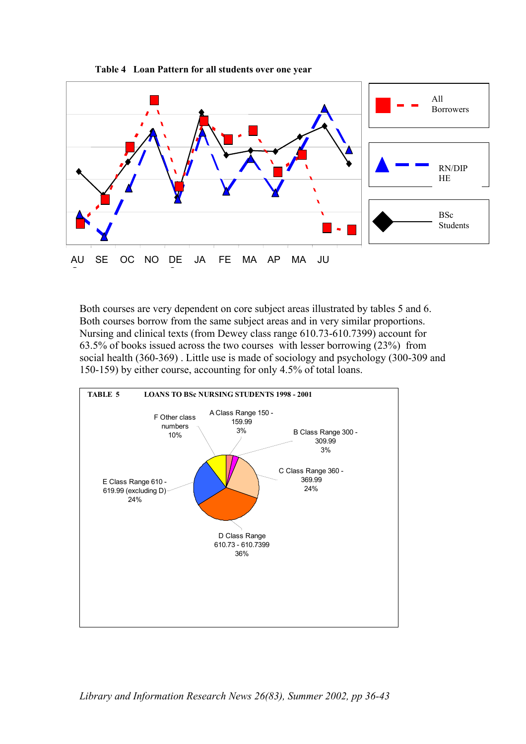**Table 4 Loan Pattern for all students over one year**

All Borrowers

RN/DIP HE

BSc Students

AU SE OC NO DE JA FE MA AP MA JU

Both courses are very dependent on core subject areas illustrated by tables 5 and 6. Both courses borrow from the same subject areas and in very similar proportions. Nursing and clinical texts (from Dewey class range 610.73-610.7399) account for 63.5% of books issued across the two courses with lesser borrowing (23%) from social health (360-369) . Little use is made of sociology and psychology (300-309 and 150-159) by either course, accounting for only 4.5% of total loans.

**TABLE 5 LOANS TO BSc NURSING STUDENTS 1998 - 2001**

A Class Range 150 - 159.99 3%

B Class Range 300 - 309.99 3%

C Class Range 360 - 369.99 24%

D Class Range 610.73 - 610.7399 36%

E Class Range 610 - 619.99 (excluding D) 24%

F Other class numbers 10%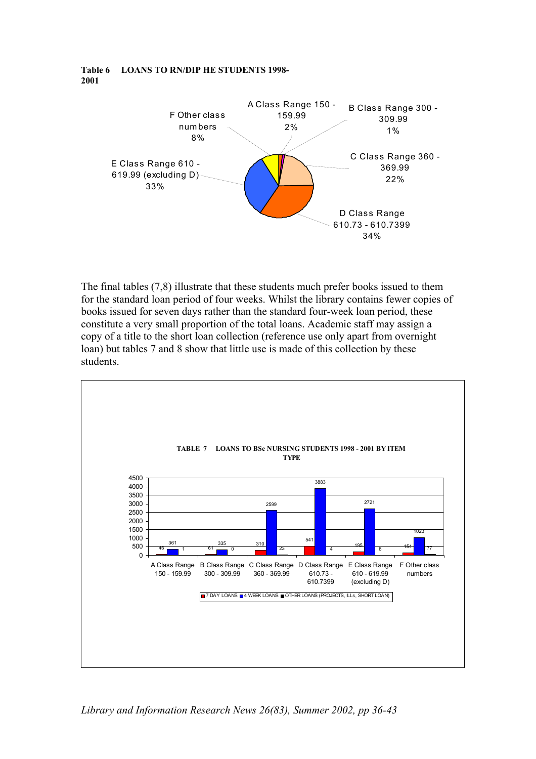**Table 6 LOANS TO RN/DIP HE STUDENTS 1998-2001**

| Class | Percentage |
|---|---|
| A Class Range 150 - 159.99 | 2% |
| B Class Range 300 - 309.99 | 1% |
| C Class Range 360 - 369.99 | 22% |
| D Class Range 610.73 - 610.7399 | 34% |
| E Class Range 610 - 619.99 (excluding D) | 33% |
| F Other class numbers | 8% |

The final tables (7,8) illustrate that these students much prefer books issued to them for the standard loan period of four weeks. Whilst the library contains fewer copies of books issued for seven days rather than the standard four-week loan period, these constitute a very small proportion of the total loans. Academic staff may assign a copy of a title to the short loan collection (reference use only apart from overnight loan) but tables 7 and 8 show that little use is made of this collection by these students.

**TABLE 7 LOANS TO BSc NURSING STUDENTS 1998 - 2001 BY ITEM TYPE**

| | 7 DAY LOANS | 4 WEEK LOANS | OTHER LOANS (PROJECTS, ILLs, SHORT LOAN) |
|---|---|---|---|
| A Class Range 150 - 159.99 | 46 | 361 | 1 |
| B Class Range 300 - 309.99 | 61 | 335 | 0 |
| C Class Range 360 - 369.99 | 310 | 2599 | 23 |
| D Class Range 610.73 - 610.7399 | 541 | 3883 | 4 |
| E Class Range 610 - 619.99 (excluding D) | 195 | 2721 | 8 |
| F Other class numbers | 154 | 1023 | 77 |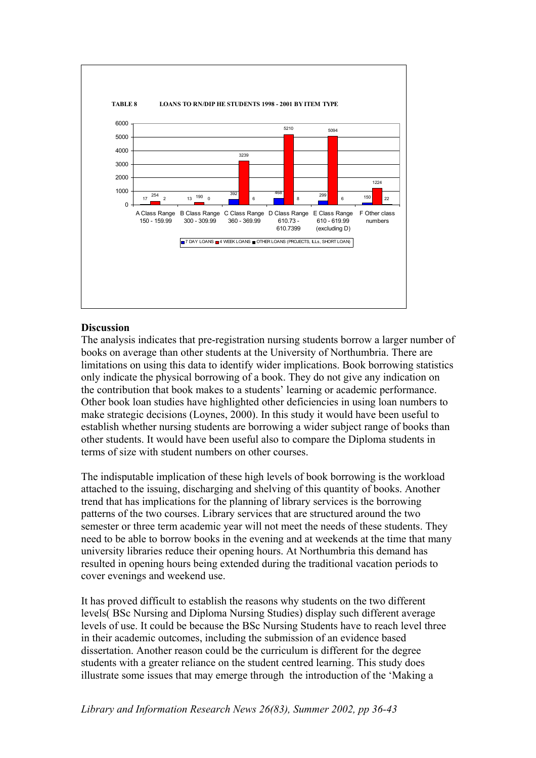**TABLE 8 LOANS TO RN/DIP HE STUDENTS 1998 - 2001 BY ITEM TYPE**

| Class Range | 7 DAY LOANS | 4 WEEK LOANS | OTHER LOANS (PROJECTS, ILLs, SHORT LOAN) |
|---|---|---|---|
| A Class Range 150 - 159.99 | 17 | 254 | 2 |
| B Class Range 300 - 309.99 | 13 | 190 | 0 |
| C Class Range 360 - 369.99 | 392 | 3239 | 6 |
| D Class Range 610.73 - 610.7399 | 468 | 5210 | 8 |
| E Class Range 610 - 619.99 (excluding D) | 299 | 5094 | 6 |
| F Other class numbers | 150 | 1224 | 22 |

## Discussion

The analysis indicates that pre-registration nursing students borrow a larger number of books on average than other students at the University of Northumbria. There are limitations on using this data to identify wider implications. Book borrowing statistics only indicate the physical borrowing of a book. They do not give any indication on the contribution that book makes to a students' learning or academic performance. Other book loan studies have highlighted other deficiencies in using loan numbers to make strategic decisions (Loynes, 2000). In this study it would have been useful to establish whether nursing students are borrowing a wider subject range of books than other students. It would have been useful also to compare the Diploma students in terms of size with student numbers on other courses.

The indisputable implication of these high levels of book borrowing is the workload attached to the issuing, discharging and shelving of this quantity of books. Another trend that has implications for the planning of library services is the borrowing patterns of the two courses. Library services that are structured around the two semester or three term academic year will not meet the needs of these students. They need to be able to borrow books in the evening and at weekends at the time that many university libraries reduce their opening hours. At Northumbria this demand has resulted in opening hours being extended during the traditional vacation periods to cover evenings and weekend use.

It has proved difficult to establish the reasons why students on the two different levels( BSc Nursing and Diploma Nursing Studies) display such different average levels of use. It could be because the BSc Nursing Students have to reach level three in their academic outcomes, including the submission of an evidence based dissertation. Another reason could be the curriculum is different for the degree students with a greater reliance on the student centred learning. This study does illustrate some issues that may emerge through the introduction of the 'Making a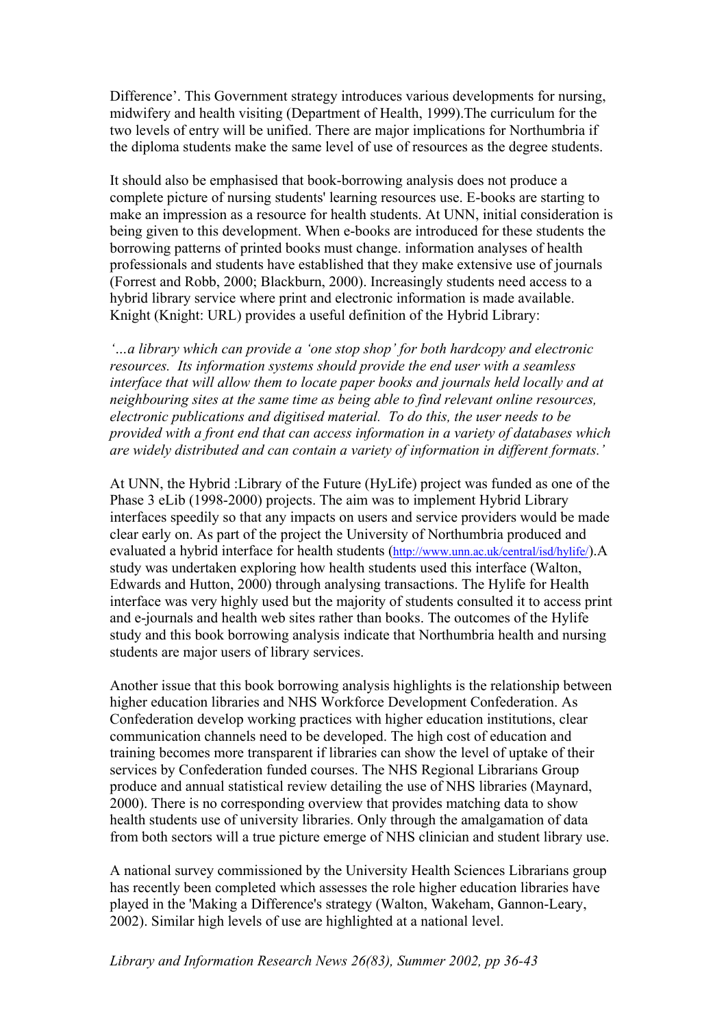Difference'. This Government strategy introduces various developments for nursing, midwifery and health visiting (Department of Health, 1999).The curriculum for the two levels of entry will be unified. There are major implications for Northumbria if the diploma students make the same level of use of resources as the degree students.

It should also be emphasised that book-borrowing analysis does not produce a complete picture of nursing students' learning resources use. E-books are starting to make an impression as a resource for health students. At UNN, initial consideration is being given to this development. When e-books are introduced for these students the borrowing patterns of printed books must change. information analyses of health professionals and students have established that they make extensive use of journals (Forrest and Robb, 2000; Blackburn, 2000). Increasingly students need access to a hybrid library service where print and electronic information is made available. Knight (Knight: URL) provides a useful definition of the Hybrid Library:

*'…a library which can provide a 'one stop shop' for both hardcopy and electronic resources. Its information systems should provide the end user with a seamless interface that will allow them to locate paper books and journals held locally and at neighbouring sites at the same time as being able to find relevant online resources, electronic publications and digitised material. To do this, the user needs to be provided with a front end that can access information in a variety of databases which are widely distributed and can contain a variety of information in different formats.'*

At UNN, the Hybrid :Library of the Future (HyLife) project was funded as one of the Phase 3 eLib (1998-2000) projects. The aim was to implement Hybrid Library interfaces speedily so that any impacts on users and service providers would be made clear early on. As part of the project the University of Northumbria produced and evaluated a hybrid interface for health students (http://www.unn.ac.uk/central/isd/hylife/).A study was undertaken exploring how health students used this interface (Walton, Edwards and Hutton, 2000) through analysing transactions. The Hylife for Health interface was very highly used but the majority of students consulted it to access print and e-journals and health web sites rather than books. The outcomes of the Hylife study and this book borrowing analysis indicate that Northumbria health and nursing students are major users of library services.

Another issue that this book borrowing analysis highlights is the relationship between higher education libraries and NHS Workforce Development Confederation. As Confederation develop working practices with higher education institutions, clear communication channels need to be developed. The high cost of education and training becomes more transparent if libraries can show the level of uptake of their services by Confederation funded courses. The NHS Regional Librarians Group produce and annual statistical review detailing the use of NHS libraries (Maynard, 2000). There is no corresponding overview that provides matching data to show health students use of university libraries. Only through the amalgamation of data from both sectors will a true picture emerge of NHS clinician and student library use.

A national survey commissioned by the University Health Sciences Librarians group has recently been completed which assesses the role higher education libraries have played in the 'Making a Difference's strategy (Walton, Wakeham, Gannon-Leary, 2002). Similar high levels of use are highlighted at a national level.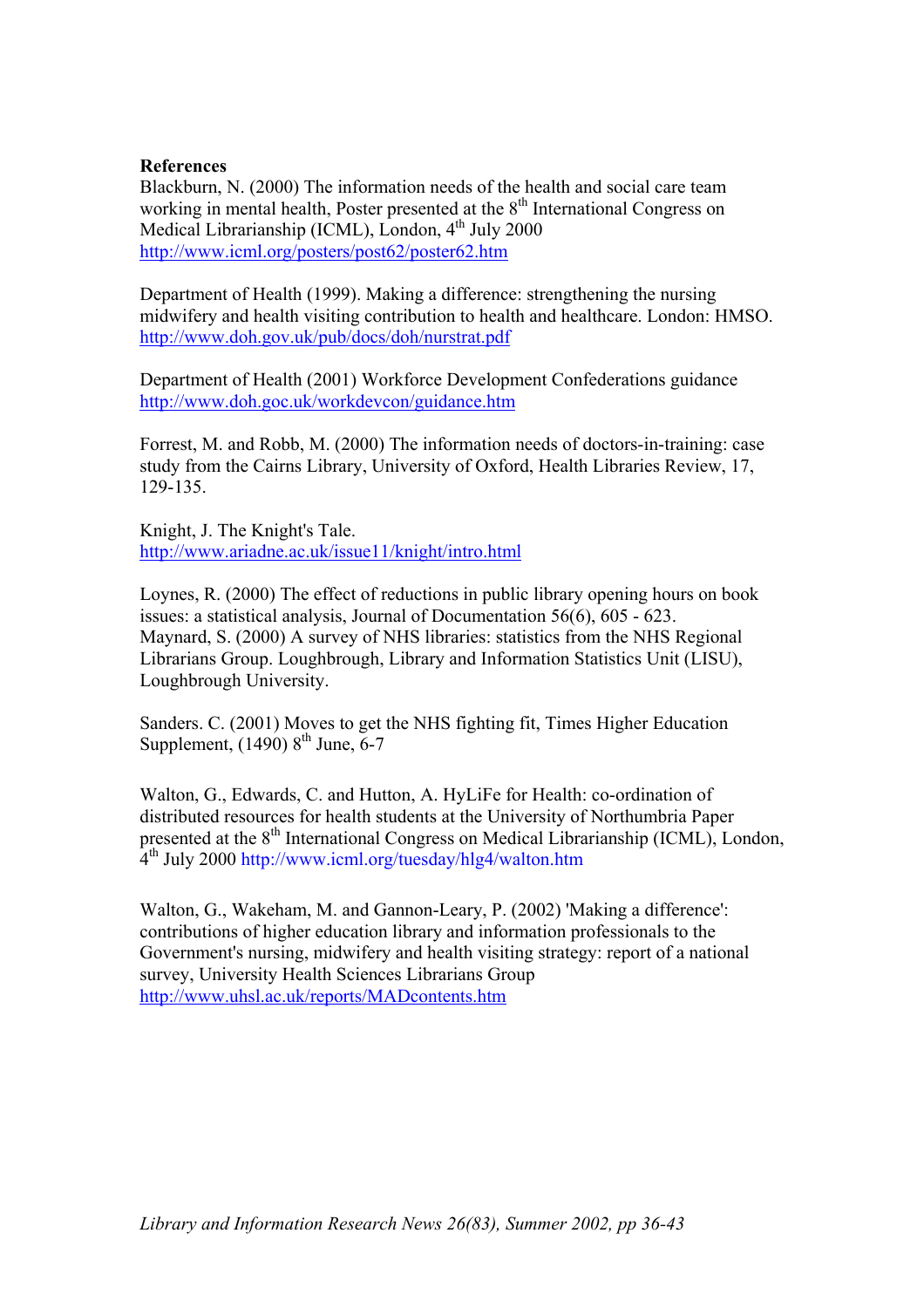**References**

Blackburn, N. (2000) The information needs of the health and social care team working in mental health, Poster presented at the 8th International Congress on Medical Librarianship (ICML), London, 4th July 2000 http://www.icml.org/posters/post62/poster62.htm

Department of Health (1999). Making a difference: strengthening the nursing midwifery and health visiting contribution to health and healthcare. London: HMSO. http://www.doh.gov.uk/pub/docs/doh/nurstrat.pdf

Department of Health (2001) Workforce Development Confederations guidance http://www.doh.goc.uk/workdevcon/guidance.htm

Forrest, M. and Robb, M. (2000) The information needs of doctors-in-training: case study from the Cairns Library, University of Oxford, Health Libraries Review, 17, 129-135.

Knight, J. The Knight's Tale. http://www.ariadne.ac.uk/issue11/knight/intro.html

Loynes, R. (2000) The effect of reductions in public library opening hours on book issues: a statistical analysis, Journal of Documentation 56(6), 605 - 623.

Maynard, S. (2000) A survey of NHS libraries: statistics from the NHS Regional Librarians Group. Loughbrough, Library and Information Statistics Unit (LISU), Loughbrough University.

Sanders. C. (2001) Moves to get the NHS fighting fit, Times Higher Education Supplement, (1490) 8th June, 6-7

Walton, G., Edwards, C. and Hutton, A. HyLiFe for Health: co-ordination of distributed resources for health students at the University of Northumbria Paper presented at the 8th International Congress on Medical Librarianship (ICML), London, 4th July 2000 http://www.icml.org/tuesday/hlg4/walton.htm

Walton, G., Wakeham, M. and Gannon-Leary, P. (2002) 'Making a difference': contributions of higher education library and information professionals to the Government's nursing, midwifery and health visiting strategy: report of a national survey, University Health Sciences Librarians Group http://www.uhsl.ac.uk/reports/MADcontents.htm